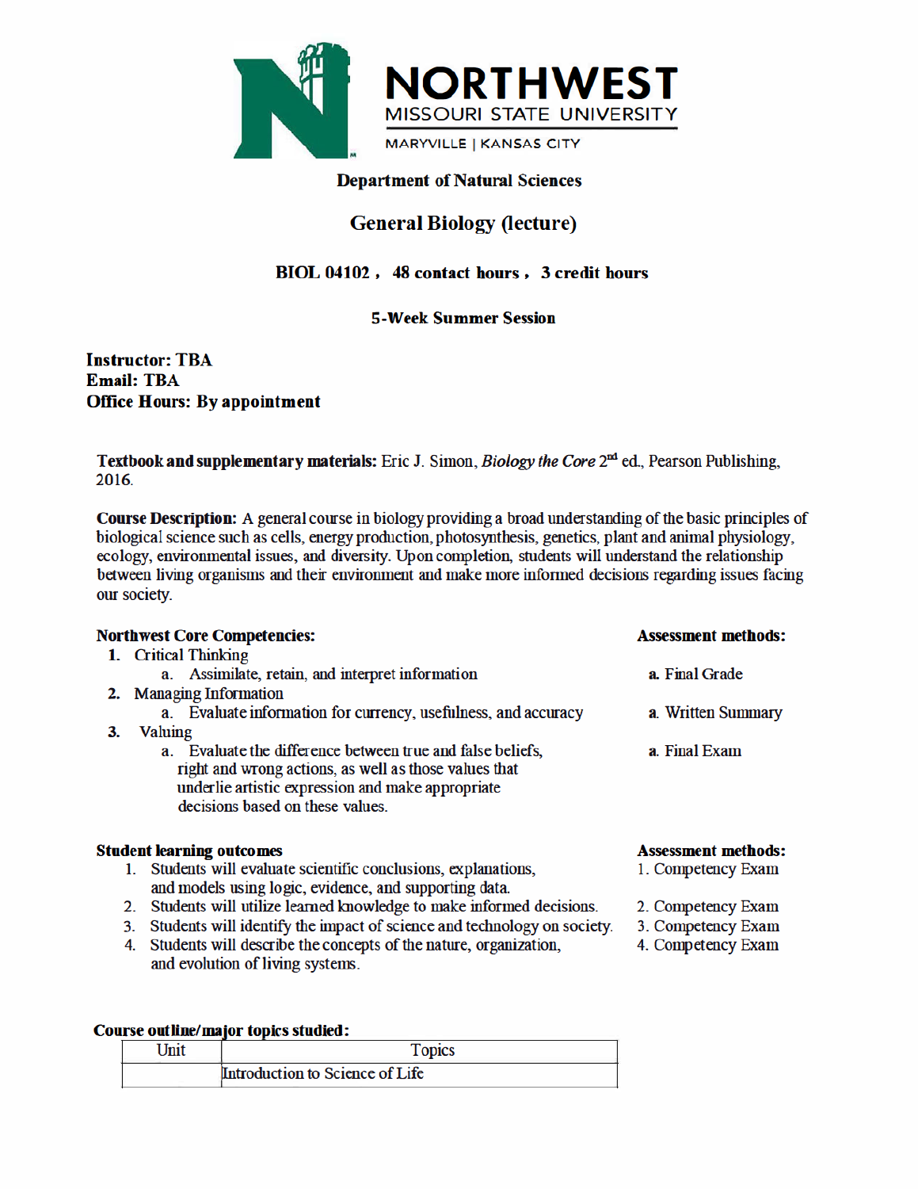**NORTHWEST**
MISSOURI STATE UNIVERSITY
MARYVILLE | KANSAS CITY

## Department of Natural Sciences

# General Biology (lecture)

**BIOL 04102 , 48 contact hours , 3 credit hours**

**5-Week Summer Session**

**Instructor: TBA**
**Email: TBA**
**Office Hours: By appointment**

**Textbook and supplementary materials:** Eric J. Simon, *Biology the Core* 2nd ed., Pearson Publishing, 2016.

**Course Description:** A general course in biology providing a broad understanding of the basic principles of biological science such as cells, energy production, photosynthesis, genetics, plant and animal physiology, ecology, environmental issues, and diversity. Upon completion, students will understand the relationship between living organisms and their environment and make more informed decisions regarding issues facing our society.

| Northwest Core Competencies: | Assessment methods: |
|---|---|
| 1. Critical Thinking | |
| a. Assimilate, retain, and interpret information | a. Final Grade |
| 2. Managing Information | |
| a. Evaluate information for currency, usefulness, and accuracy | a. Written Summary |
| 3. Valuing | |
| a. Evaluate the difference between true and false beliefs, right and wrong actions, as well as those values that underlie artistic expression and make appropriate decisions based on these values. | a. Final Exam |

| Student learning outcomes | Assessment methods: |
|---|---|
| 1. Students will evaluate scientific conclusions, explanations, and models using logic, evidence, and supporting data. | 1. Competency Exam |
| 2. Students will utilize learned knowledge to make informed decisions. | 2. Competency Exam |
| 3. Students will identify the impact of science and technology on society. | 3. Competency Exam |
| 4. Students will describe the concepts of the nature, organization, and evolution of living systems. | 4. Competency Exam |

**Course outline/major topics studied:**

| Unit | Topics |
|---|---|
| | Introduction to Science of Life |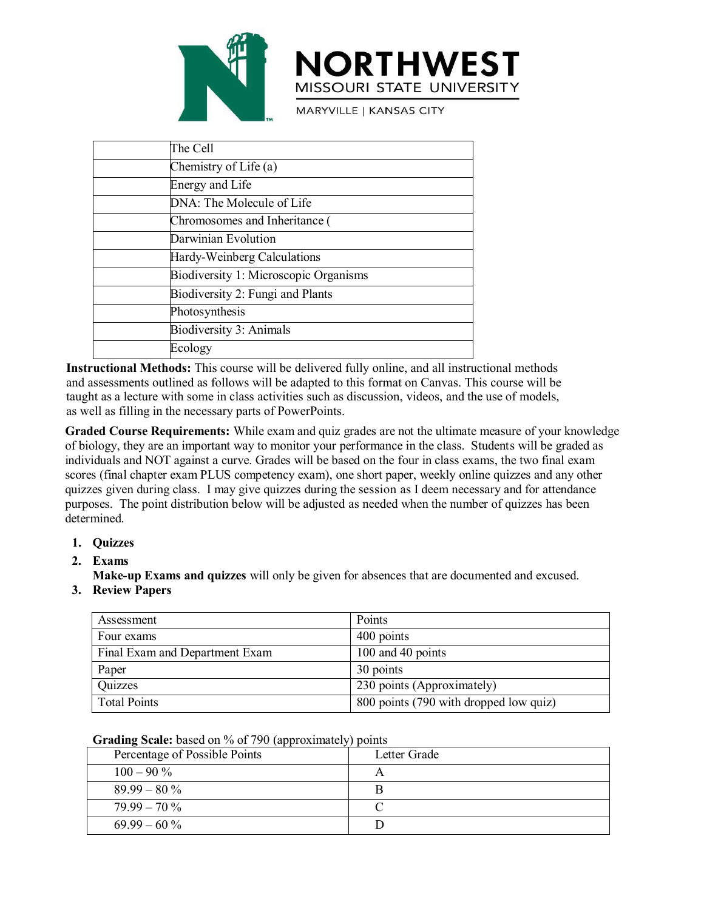| | |
|---|---|
| | The Cell |
| | Chemistry of Life (a) |
| | Energy and Life |
| | DNA: The Molecule of Life |
| | Chromosomes and Inheritance ( |
| | Darwinian Evolution |
| | Hardy-Weinberg Calculations |
| | Biodiversity 1: Microscopic Organisms |
| | Biodiversity 2: Fungi and Plants |
| | Photosynthesis |
| | Biodiversity 3: Animals |
| | Ecology |

**Instructional Methods:** This course will be delivered fully online, and all instructional methods and assessments outlined as follows will be adapted to this format on Canvas. This course will be taught as a lecture with some in class activities such as discussion, videos, and the use of models, as well as filling in the necessary parts of PowerPoints.

**Graded Course Requirements:** While exam and quiz grades are not the ultimate measure of your knowledge of biology, they are an important way to monitor your performance in the class. Students will be graded as individuals and NOT against a curve. Grades will be based on the four in class exams, the two final exam scores (final chapter exam PLUS competency exam), one short paper, weekly online quizzes and any other quizzes given during class. I may give quizzes during the session as I deem necessary and for attendance purposes. The point distribution below will be adjusted as needed when the number of quizzes has been determined.

1. **Quizzes**
2. **Exams**
   **Make-up Exams and quizzes** will only be given for absences that are documented and excused.
3. **Review Papers**

| Assessment | Points |
|---|---|
| Four exams | 400 points |
| Final Exam and Department Exam | 100 and 40 points |
| Paper | 30 points |
| Quizzes | 230 points (Approximately) |
| Total Points | 800 points (790 with dropped low quiz) |

**Grading Scale:** based on % of 790 (approximately) points

| Percentage of Possible Points | Letter Grade |
|---|---|
| 100 – 90 % | A |
| 89.99 – 80 % | B |
| 79.99 – 70 % | C |
| 69.99 – 60 % | D |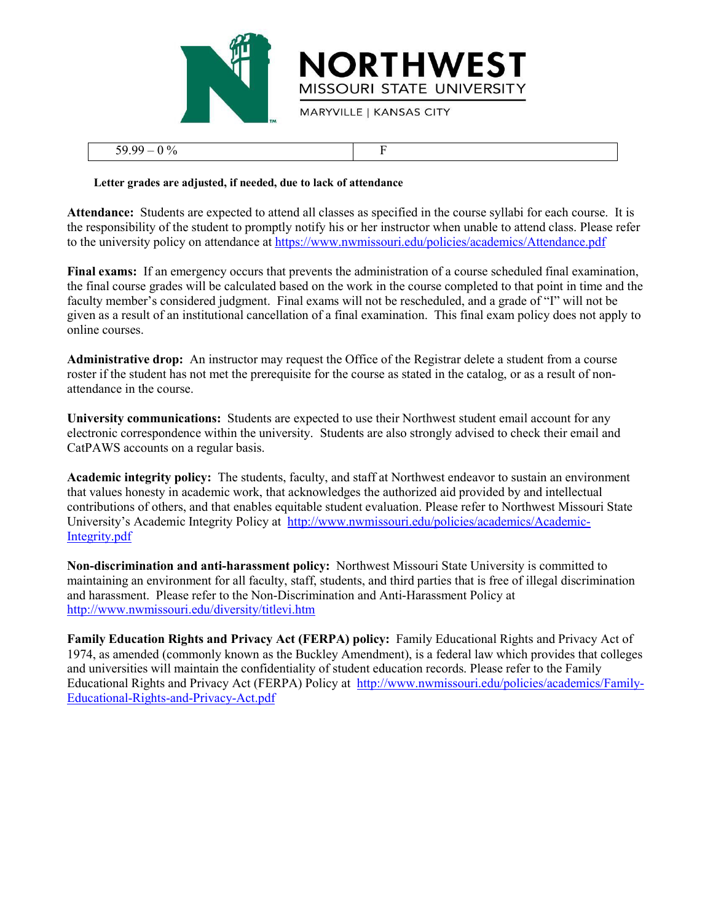| | |
|---|---|
| 59.99 – 0 % | F |

**Letter grades are adjusted, if needed, due to lack of attendance**

**Attendance:** Students are expected to attend all classes as specified in the course syllabi for each course. It is the responsibility of the student to promptly notify his or her instructor when unable to attend class. Please refer to the university policy on attendance at https://www.nwmissouri.edu/policies/academics/Attendance.pdf

**Final exams:** If an emergency occurs that prevents the administration of a course scheduled final examination, the final course grades will be calculated based on the work in the course completed to that point in time and the faculty member's considered judgment. Final exams will not be rescheduled, and a grade of "I" will not be given as a result of an institutional cancellation of a final examination. This final exam policy does not apply to online courses.

**Administrative drop:** An instructor may request the Office of the Registrar delete a student from a course roster if the student has not met the prerequisite for the course as stated in the catalog, or as a result of non-attendance in the course.

**University communications:** Students are expected to use their Northwest student email account for any electronic correspondence within the university. Students are also strongly advised to check their email and CatPAWS accounts on a regular basis.

**Academic integrity policy:** The students, faculty, and staff at Northwest endeavor to sustain an environment that values honesty in academic work, that acknowledges the authorized aid provided by and intellectual contributions of others, and that enables equitable student evaluation. Please refer to Northwest Missouri State University's Academic Integrity Policy at http://www.nwmissouri.edu/policies/academics/Academic-Integrity.pdf

**Non-discrimination and anti-harassment policy:** Northwest Missouri State University is committed to maintaining an environment for all faculty, staff, students, and third parties that is free of illegal discrimination and harassment. Please refer to the Non-Discrimination and Anti-Harassment Policy at http://www.nwmissouri.edu/diversity/titlevi.htm

**Family Education Rights and Privacy Act (FERPA) policy:** Family Educational Rights and Privacy Act of 1974, as amended (commonly known as the Buckley Amendment), is a federal law which provides that colleges and universities will maintain the confidentiality of student education records. Please refer to the Family Educational Rights and Privacy Act (FERPA) Policy at http://www.nwmissouri.edu/policies/academics/Family-Educational-Rights-and-Privacy-Act.pdf